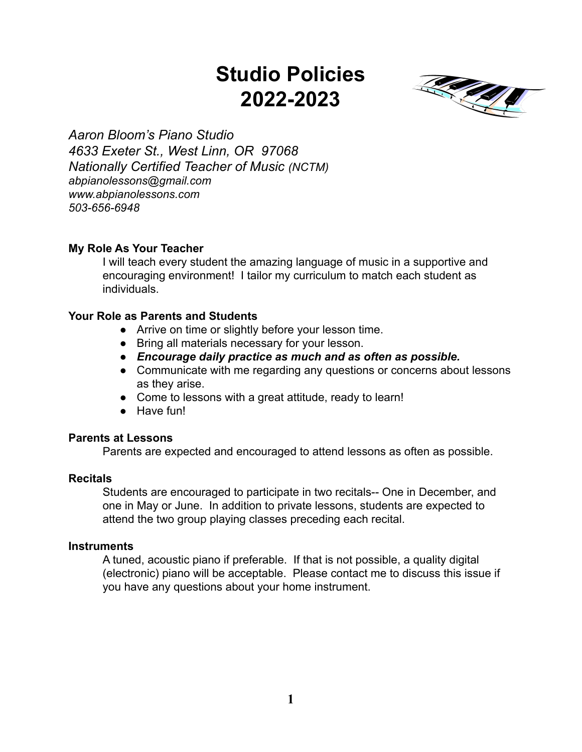# Studio Policies 2022-2023

*Aaron Bloom's Piano Studio*
*4633 Exeter St., West Linn, OR 97068*
*Nationally Certified Teacher of Music (NCTM)*
*abpianolessons@gmail.com*
*www.abpianolessons.com*
*503-656-6948*

**My Role As Your Teacher**

I will teach every student the amazing language of music in a supportive and encouraging environment! I tailor my curriculum to match each student as individuals.

**Your Role as Parents and Students**

- Arrive on time or slightly before your lesson time.
- Bring all materials necessary for your lesson.
- ***Encourage daily practice as much and as often as possible.***
- Communicate with me regarding any questions or concerns about lessons as they arise.
- Come to lessons with a great attitude, ready to learn!
- Have fun!

**Parents at Lessons**

Parents are expected and encouraged to attend lessons as often as possible.

**Recitals**

Students are encouraged to participate in two recitals-- One in December, and one in May or June. In addition to private lessons, students are expected to attend the two group playing classes preceding each recital.

**Instruments**

A tuned, acoustic piano if preferable. If that is not possible, a quality digital (electronic) piano will be acceptable. Please contact me to discuss this issue if you have any questions about your home instrument.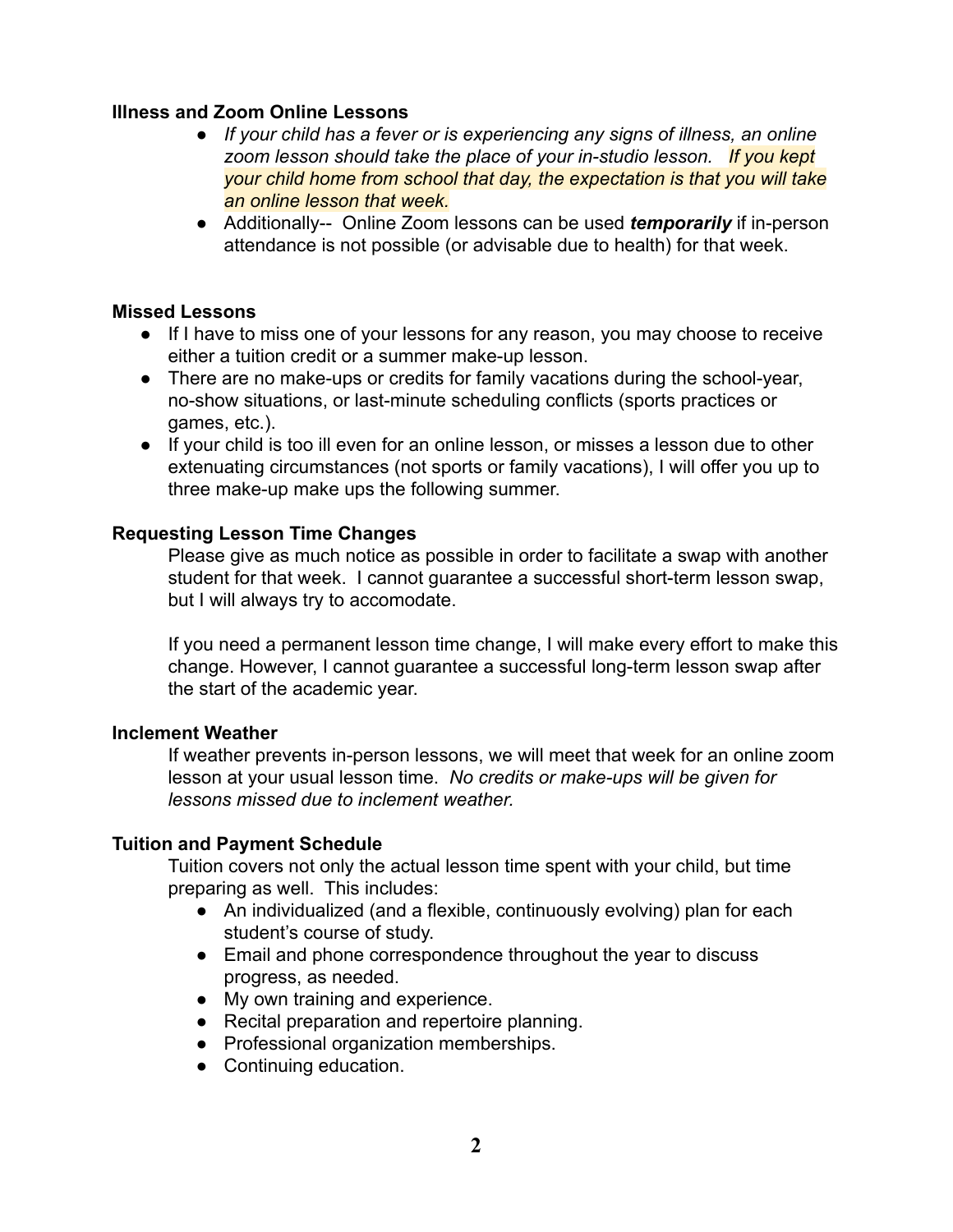**Illness and Zoom Online Lessons**

- *If your child has a fever or is experiencing any signs of illness, an online zoom lesson should take the place of your in-studio lesson. If you kept your child home from school that day, the expectation is that you will take an online lesson that week.*
- Additionally-- Online Zoom lessons can be used ***temporarily*** if in-person attendance is not possible (or advisable due to health) for that week.

**Missed Lessons**

- If I have to miss one of your lessons for any reason, you may choose to receive either a tuition credit or a summer make-up lesson.
- There are no make-ups or credits for family vacations during the school-year, no-show situations, or last-minute scheduling conflicts (sports practices or games, etc.).
- If your child is too ill even for an online lesson, or misses a lesson due to other extenuating circumstances (not sports or family vacations), I will offer you up to three make-up make ups the following summer.

**Requesting Lesson Time Changes**

Please give as much notice as possible in order to facilitate a swap with another student for that week. I cannot guarantee a successful short-term lesson swap, but I will always try to accomodate.

If you need a permanent lesson time change, I will make every effort to make this change. However, I cannot guarantee a successful long-term lesson swap after the start of the academic year.

**Inclement Weather**

If weather prevents in-person lessons, we will meet that week for an online zoom lesson at your usual lesson time. *No credits or make-ups will be given for lessons missed due to inclement weather.*

**Tuition and Payment Schedule**

Tuition covers not only the actual lesson time spent with your child, but time preparing as well. This includes:

- An individualized (and a flexible, continuously evolving) plan for each student's course of study.
- Email and phone correspondence throughout the year to discuss progress, as needed.
- My own training and experience.
- Recital preparation and repertoire planning.
- Professional organization memberships.
- Continuing education.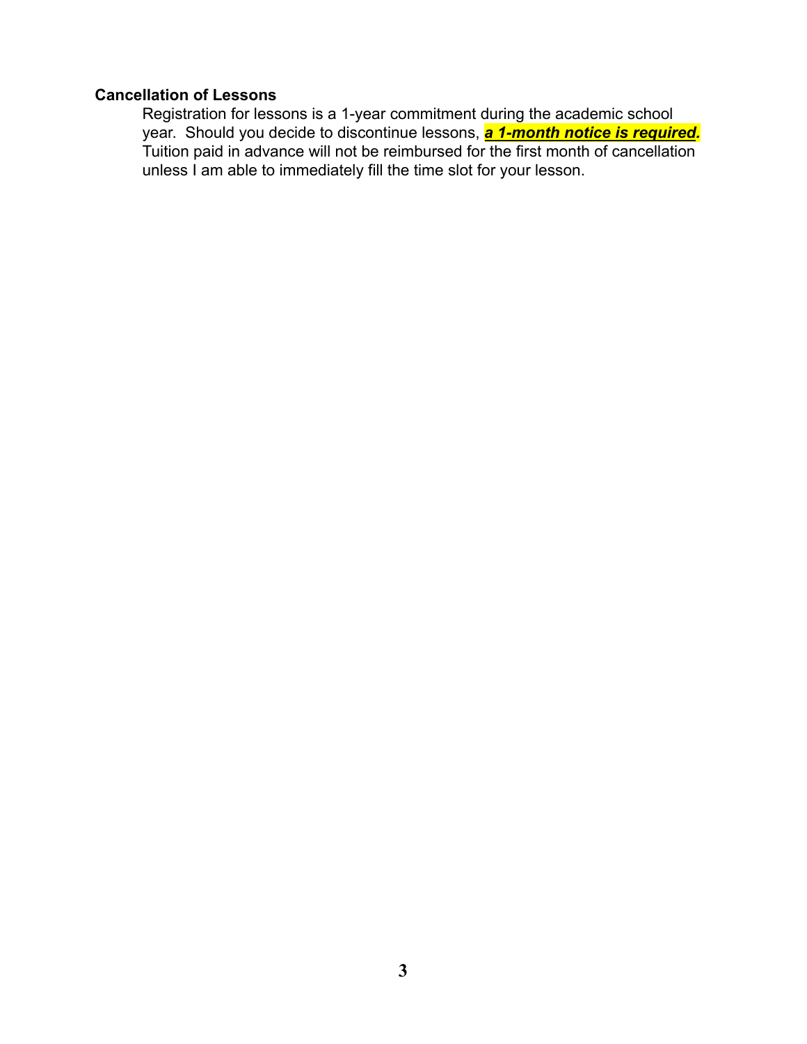**Cancellation of Lessons**

Registration for lessons is a 1-year commitment during the academic school year. Should you decide to discontinue lessons, ***a 1-month notice is required.*** Tuition paid in advance will not be reimbursed for the first month of cancellation unless I am able to immediately fill the time slot for your lesson.